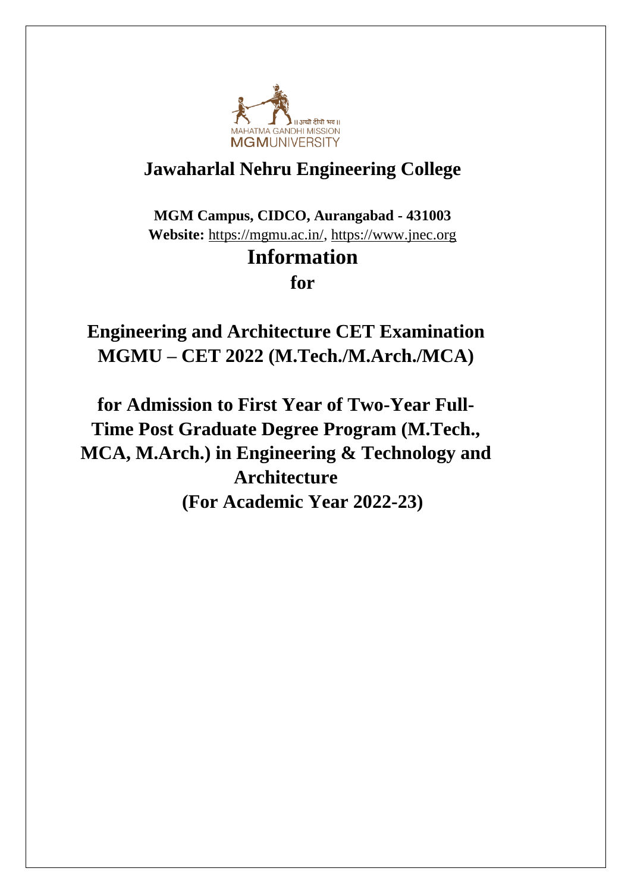॥ अत्त दीपो भव ॥
MAHATMA GANDHI MISSION
MGMUNIVERSITY

# Jawaharlal Nehru Engineering College

**MGM Campus, CIDCO, Aurangabad - 431003**
**Website:** https://mgmu.ac.in/, https://www.jnec.org

# Information

## for

## Engineering and Architecture CET Examination MGMU – CET 2022 (M.Tech./M.Arch./MCA)

## for Admission to First Year of Two-Year Full-Time Post Graduate Degree Program (M.Tech., MCA, M.Arch.) in Engineering & Technology and Architecture (For Academic Year 2022-23)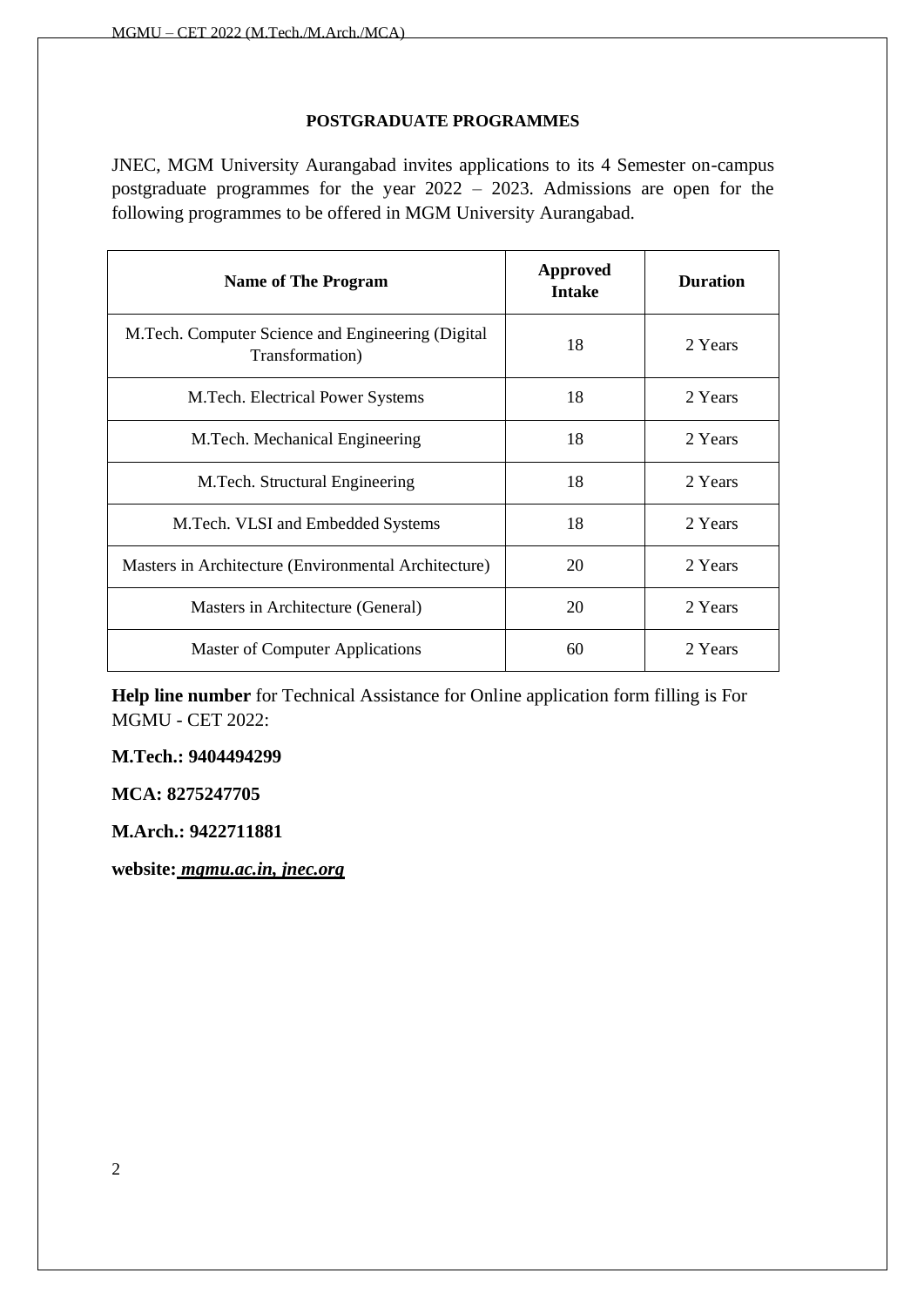## POSTGRADUATE PROGRAMMES

JNEC, MGM University Aurangabad invites applications to its 4 Semester on-campus postgraduate programmes for the year 2022 – 2023. Admissions are open for the following programmes to be offered in MGM University Aurangabad.

| Name of The Program | Approved Intake | Duration |
|---|---|---|
| M.Tech. Computer Science and Engineering (Digital Transformation) | 18 | 2 Years |
| M.Tech. Electrical Power Systems | 18 | 2 Years |
| M.Tech. Mechanical Engineering | 18 | 2 Years |
| M.Tech. Structural Engineering | 18 | 2 Years |
| M.Tech. VLSI and Embedded Systems | 18 | 2 Years |
| Masters in Architecture (Environmental Architecture) | 20 | 2 Years |
| Masters in Architecture (General) | 20 | 2 Years |
| Master of Computer Applications | 60 | 2 Years |

**Help line number** for Technical Assistance for Online application form filling is For MGMU - CET 2022:

**M.Tech.: 9404494299**

**MCA: 8275247705**

**M.Arch.: 9422711881**

**website:** ***mgmu.ac.in, jnec.org***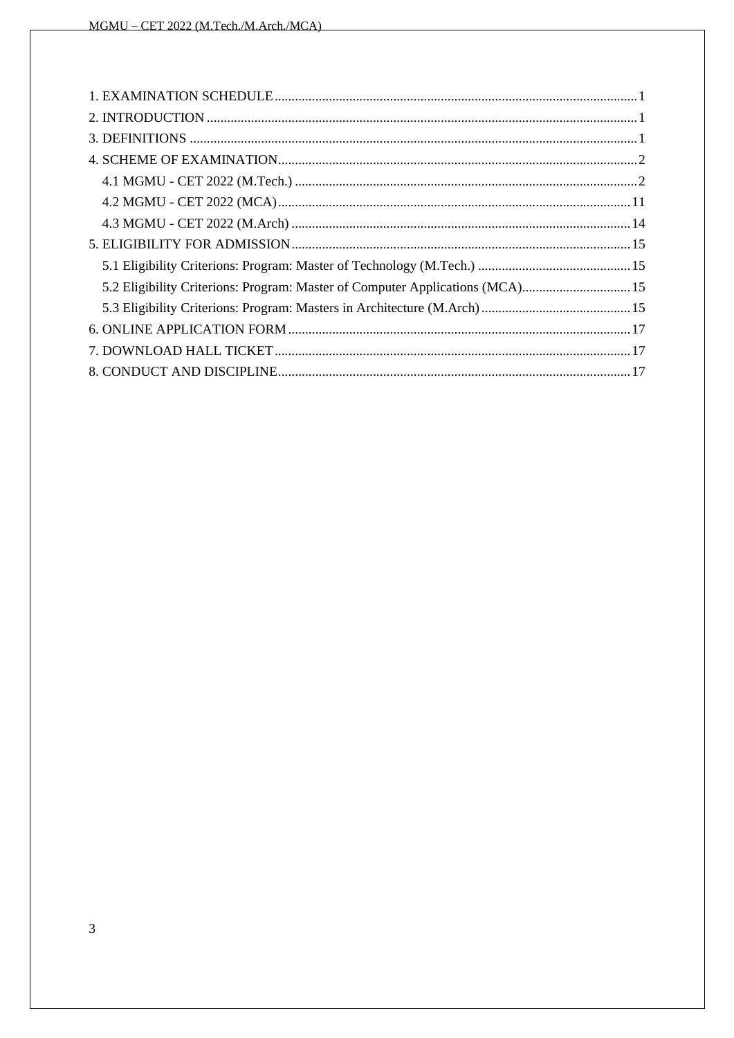1. EXAMINATION SCHEDULE .......... 1
2. INTRODUCTION .......... 1
3. DEFINITIONS .......... 1
4. SCHEME OF EXAMINATION .......... 2
   - 4.1 MGMU - CET 2022 (M.Tech.) .......... 2
   - 4.2 MGMU - CET 2022 (MCA) .......... 11
   - 4.3 MGMU - CET 2022 (M.Arch) .......... 14
5. ELIGIBILITY FOR ADMISSION .......... 15
   - 5.1 Eligibility Criterions: Program: Master of Technology (M.Tech.) .......... 15
   - 5.2 Eligibility Criterions: Program: Master of Computer Applications (MCA) .......... 15
   - 5.3 Eligibility Criterions: Program: Masters in Architecture (M.Arch) .......... 15
6. ONLINE APPLICATION FORM .......... 17
7. DOWNLOAD HALL TICKET .......... 17
8. CONDUCT AND DISCIPLINE .......... 17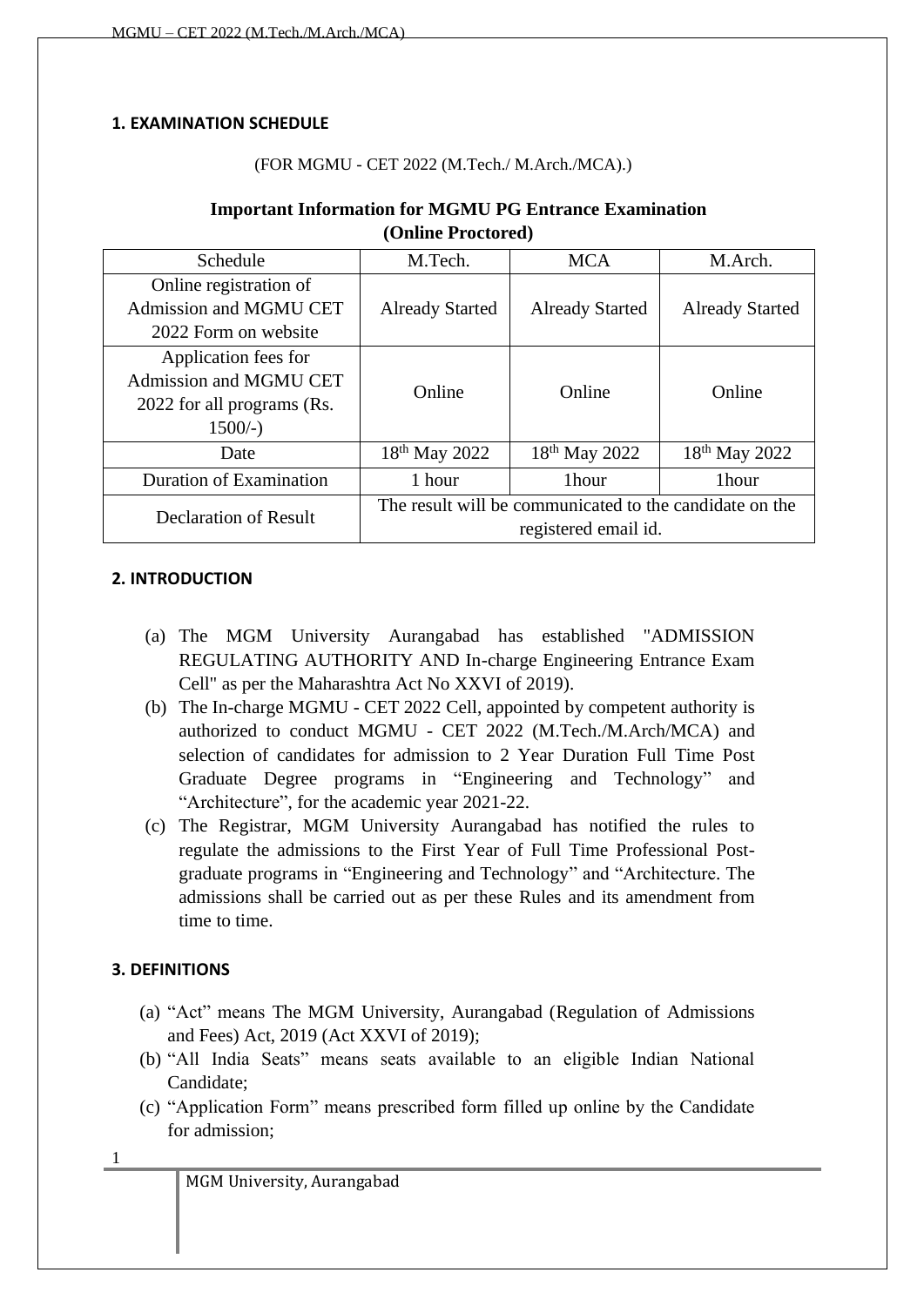## 1. EXAMINATION SCHEDULE

(FOR MGMU - CET 2022 (M.Tech./ M.Arch./MCA).)

**Important Information for MGMU PG Entrance Examination (Online Proctored)**

| Schedule | M.Tech. | MCA | M.Arch. |
|---|---|---|---|
| Online registration of Admission and MGMU CET 2022 Form on website | Already Started | Already Started | Already Started |
| Application fees for Admission and MGMU CET 2022 for all programs (Rs. 1500/-) | Online | Online | Online |
| Date | 18th May 2022 | 18th May 2022 | 18th May 2022 |
| Duration of Examination | 1 hour | 1hour | 1hour |
| Declaration of Result | The result will be communicated to the candidate on the registered email id. | | |

## 2. INTRODUCTION

(a) The MGM University Aurangabad has established "ADMISSION REGULATING AUTHORITY AND In-charge Engineering Entrance Exam Cell" as per the Maharashtra Act No XXVI of 2019).

(b) The In-charge MGMU - CET 2022 Cell, appointed by competent authority is authorized to conduct MGMU - CET 2022 (M.Tech./M.Arch/MCA) and selection of candidates for admission to 2 Year Duration Full Time Post Graduate Degree programs in "Engineering and Technology" and "Architecture", for the academic year 2021-22.

(c) The Registrar, MGM University Aurangabad has notified the rules to regulate the admissions to the First Year of Full Time Professional Post-graduate programs in "Engineering and Technology" and "Architecture. The admissions shall be carried out as per these Rules and its amendment from time to time.

## 3. DEFINITIONS

(a) "Act" means The MGM University, Aurangabad (Regulation of Admissions and Fees) Act, 2019 (Act XXVI of 2019);

(b) "All India Seats" means seats available to an eligible Indian National Candidate;

(c) "Application Form" means prescribed form filled up online by the Candidate for admission;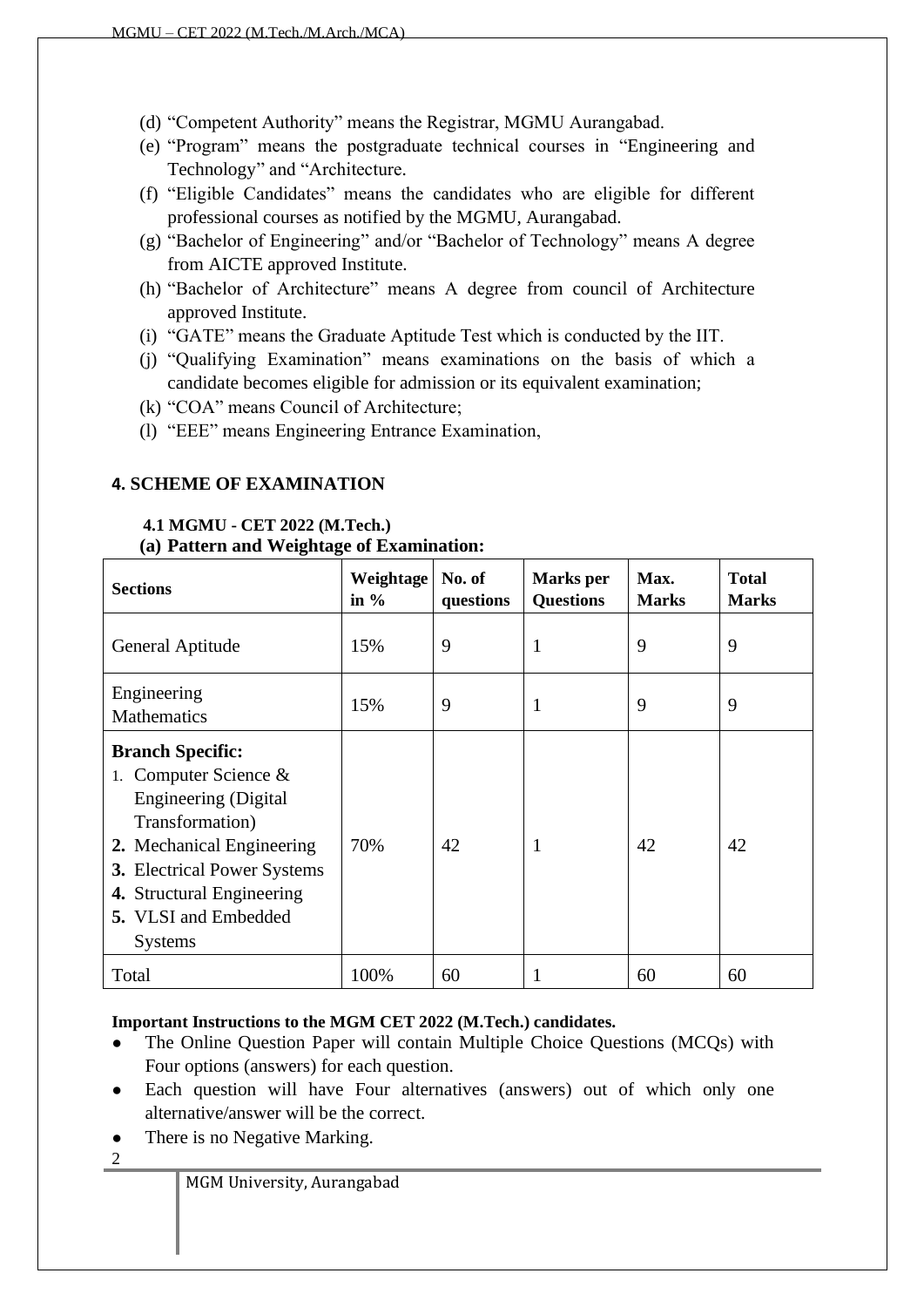(d) “Competent Authority” means the Registrar, MGMU Aurangabad.

(e) “Program” means the postgraduate technical courses in “Engineering and Technology” and “Architecture.

(f) “Eligible Candidates” means the candidates who are eligible for different professional courses as notified by the MGMU, Aurangabad.

(g) “Bachelor of Engineering” and/or “Bachelor of Technology” means A degree from AICTE approved Institute.

(h) “Bachelor of Architecture” means A degree from council of Architecture approved Institute.

(i) “GATE” means the Graduate Aptitude Test which is conducted by the IIT.

(j) “Qualifying Examination” means examinations on the basis of which a candidate becomes eligible for admission or its equivalent examination;

(k) “COA” means Council of Architecture;

(l) “EEE” means Engineering Entrance Examination,

## 4. SCHEME OF EXAMINATION

### 4.1 MGMU - CET 2022 (M.Tech.)

**(a) Pattern and Weightage of Examination:**

| Sections | Weightage in % | No. of questions | Marks per Questions | Max. Marks | Total Marks |
|---|---|---|---|---|---|
| General Aptitude | 15% | 9 | 1 | 9 | 9 |
| Engineering Mathematics | 15% | 9 | 1 | 9 | 9 |
| **Branch Specific:** 1. Computer Science & Engineering (Digital Transformation) **2.** Mechanical Engineering **3.** Electrical Power Systems **4.** Structural Engineering **5.** VLSI and Embedded Systems | 70% | 42 | 1 | 42 | 42 |
| Total | 100% | 60 | 1 | 60 | 60 |

**Important Instructions to the MGM CET 2022 (M.Tech.) candidates.**

- The Online Question Paper will contain Multiple Choice Questions (MCQs) with Four options (answers) for each question.
- Each question will have Four alternatives (answers) out of which only one alternative/answer will be the correct.
- There is no Negative Marking.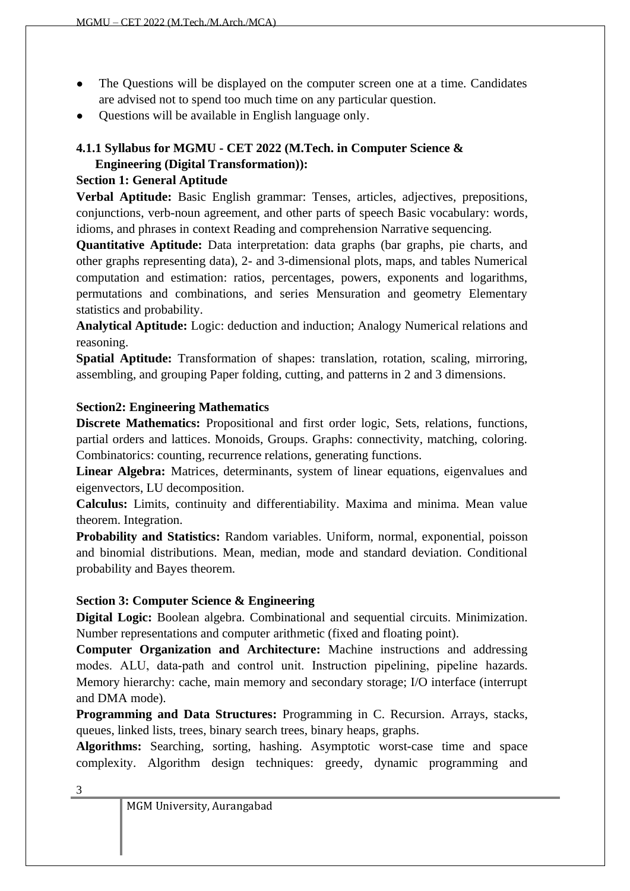- The Questions will be displayed on the computer screen one at a time. Candidates are advised not to spend too much time on any particular question.
- Questions will be available in English language only.

### 4.1.1 Syllabus for MGMU - CET 2022 (M.Tech. in Computer Science & Engineering (Digital Transformation)):

**Section 1: General Aptitude**

**Verbal Aptitude:** Basic English grammar: Tenses, articles, adjectives, prepositions, conjunctions, verb-noun agreement, and other parts of speech Basic vocabulary: words, idioms, and phrases in context Reading and comprehension Narrative sequencing.

**Quantitative Aptitude:** Data interpretation: data graphs (bar graphs, pie charts, and other graphs representing data), 2- and 3-dimensional plots, maps, and tables Numerical computation and estimation: ratios, percentages, powers, exponents and logarithms, permutations and combinations, and series Mensuration and geometry Elementary statistics and probability.

**Analytical Aptitude:** Logic: deduction and induction; Analogy Numerical relations and reasoning.

**Spatial Aptitude:** Transformation of shapes: translation, rotation, scaling, mirroring, assembling, and grouping Paper folding, cutting, and patterns in 2 and 3 dimensions.

**Section2: Engineering Mathematics**

**Discrete Mathematics:** Propositional and first order logic, Sets, relations, functions, partial orders and lattices. Monoids, Groups. Graphs: connectivity, matching, coloring. Combinatorics: counting, recurrence relations, generating functions.

**Linear Algebra:** Matrices, determinants, system of linear equations, eigenvalues and eigenvectors, LU decomposition.

**Calculus:** Limits, continuity and differentiability. Maxima and minima. Mean value theorem. Integration.

**Probability and Statistics:** Random variables. Uniform, normal, exponential, poisson and binomial distributions. Mean, median, mode and standard deviation. Conditional probability and Bayes theorem.

**Section 3: Computer Science & Engineering**

**Digital Logic:** Boolean algebra. Combinational and sequential circuits. Minimization. Number representations and computer arithmetic (fixed and floating point).

**Computer Organization and Architecture:** Machine instructions and addressing modes. ALU, data-path and control unit. Instruction pipelining, pipeline hazards. Memory hierarchy: cache, main memory and secondary storage; I/O interface (interrupt and DMA mode).

**Programming and Data Structures:** Programming in C. Recursion. Arrays, stacks, queues, linked lists, trees, binary search trees, binary heaps, graphs.

**Algorithms:** Searching, sorting, hashing. Asymptotic worst-case time and space complexity. Algorithm design techniques: greedy, dynamic programming and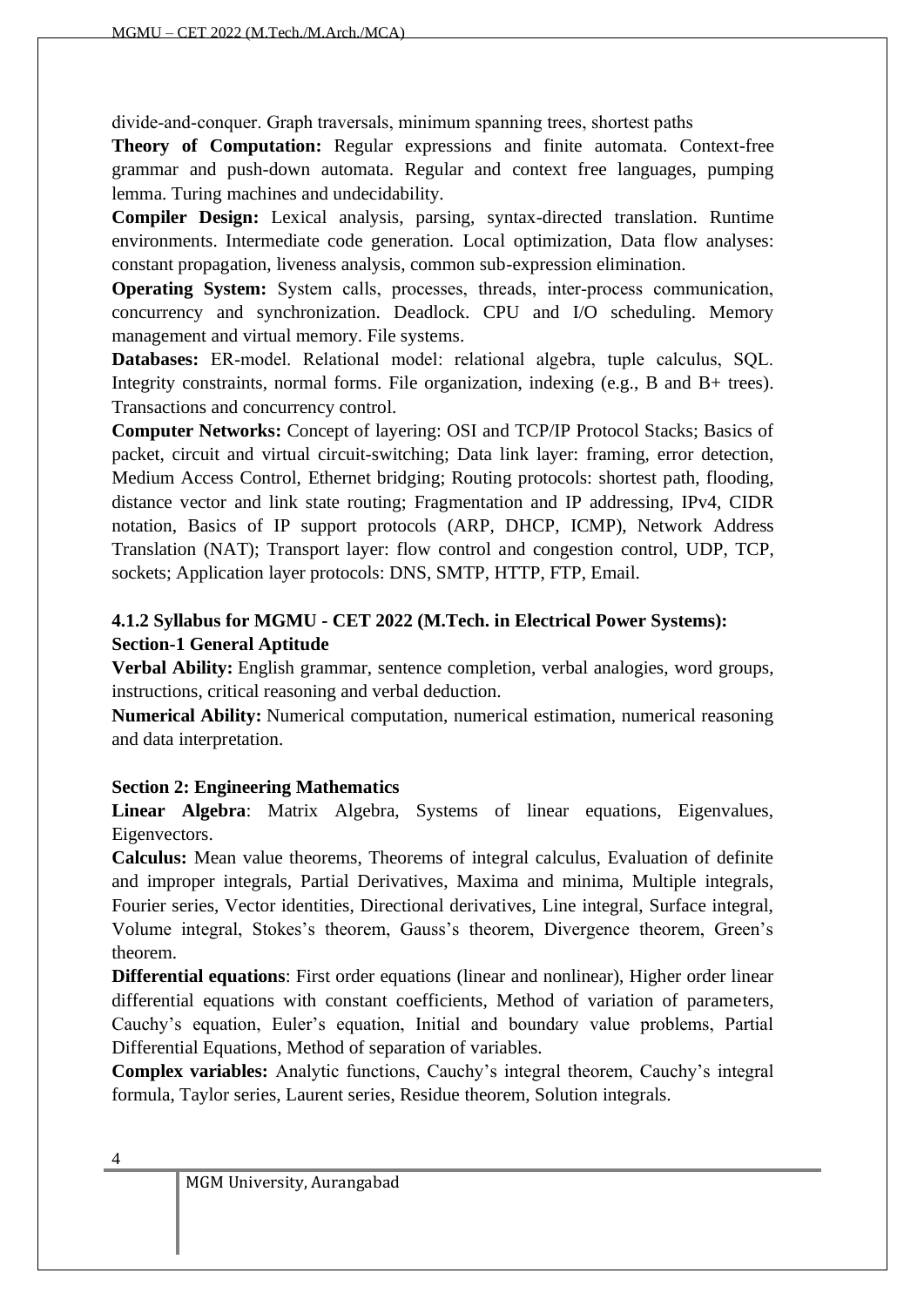divide-and-conquer. Graph traversals, minimum spanning trees, shortest paths

**Theory of Computation:** Regular expressions and finite automata. Context-free grammar and push-down automata. Regular and context free languages, pumping lemma. Turing machines and undecidability.

**Compiler Design:** Lexical analysis, parsing, syntax-directed translation. Runtime environments. Intermediate code generation. Local optimization, Data flow analyses: constant propagation, liveness analysis, common sub-expression elimination.

**Operating System:** System calls, processes, threads, inter-process communication, concurrency and synchronization. Deadlock. CPU and I/O scheduling. Memory management and virtual memory. File systems.

**Databases:** ER-model. Relational model: relational algebra, tuple calculus, SQL. Integrity constraints, normal forms. File organization, indexing (e.g., B and B+ trees). Transactions and concurrency control.

**Computer Networks:** Concept of layering: OSI and TCP/IP Protocol Stacks; Basics of packet, circuit and virtual circuit-switching; Data link layer: framing, error detection, Medium Access Control, Ethernet bridging; Routing protocols: shortest path, flooding, distance vector and link state routing; Fragmentation and IP addressing, IPv4, CIDR notation, Basics of IP support protocols (ARP, DHCP, ICMP), Network Address Translation (NAT); Transport layer: flow control and congestion control, UDP, TCP, sockets; Application layer protocols: DNS, SMTP, HTTP, FTP, Email.

### 4.1.2 Syllabus for MGMU - CET 2022 (M.Tech. in Electrical Power Systems):

**Section-1 General Aptitude**

**Verbal Ability:** English grammar, sentence completion, verbal analogies, word groups, instructions, critical reasoning and verbal deduction.

**Numerical Ability:** Numerical computation, numerical estimation, numerical reasoning and data interpretation.

**Section 2: Engineering Mathematics**

**Linear Algebra**: Matrix Algebra, Systems of linear equations, Eigenvalues, Eigenvectors.

**Calculus:** Mean value theorems, Theorems of integral calculus, Evaluation of definite and improper integrals, Partial Derivatives, Maxima and minima, Multiple integrals, Fourier series, Vector identities, Directional derivatives, Line integral, Surface integral, Volume integral, Stokes's theorem, Gauss's theorem, Divergence theorem, Green's theorem.

**Differential equations**: First order equations (linear and nonlinear), Higher order linear differential equations with constant coefficients, Method of variation of parameters, Cauchy's equation, Euler's equation, Initial and boundary value problems, Partial Differential Equations, Method of separation of variables.

**Complex variables:** Analytic functions, Cauchy's integral theorem, Cauchy's integral formula, Taylor series, Laurent series, Residue theorem, Solution integrals.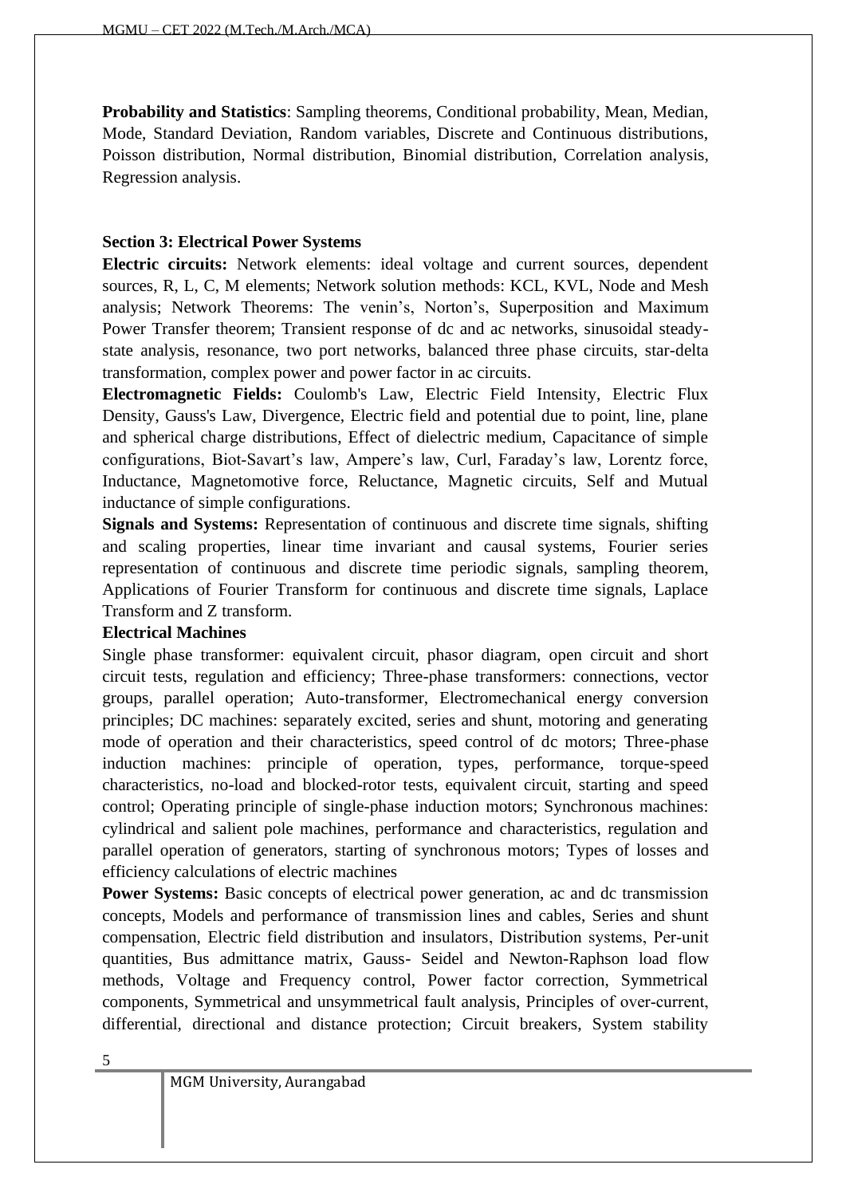**Probability and Statistics**: Sampling theorems, Conditional probability, Mean, Median, Mode, Standard Deviation, Random variables, Discrete and Continuous distributions, Poisson distribution, Normal distribution, Binomial distribution, Correlation analysis, Regression analysis.

**Section 3: Electrical Power Systems**

**Electric circuits:** Network elements: ideal voltage and current sources, dependent sources, R, L, C, M elements; Network solution methods: KCL, KVL, Node and Mesh analysis; Network Theorems: The venin's, Norton's, Superposition and Maximum Power Transfer theorem; Transient response of dc and ac networks, sinusoidal steady-state analysis, resonance, two port networks, balanced three phase circuits, star-delta transformation, complex power and power factor in ac circuits.

**Electromagnetic Fields:** Coulomb's Law, Electric Field Intensity, Electric Flux Density, Gauss's Law, Divergence, Electric field and potential due to point, line, plane and spherical charge distributions, Effect of dielectric medium, Capacitance of simple configurations, Biot-Savart's law, Ampere's law, Curl, Faraday's law, Lorentz force, Inductance, Magnetomotive force, Reluctance, Magnetic circuits, Self and Mutual inductance of simple configurations.

**Signals and Systems:** Representation of continuous and discrete time signals, shifting and scaling properties, linear time invariant and causal systems, Fourier series representation of continuous and discrete time periodic signals, sampling theorem, Applications of Fourier Transform for continuous and discrete time signals, Laplace Transform and Z transform.

**Electrical Machines**

Single phase transformer: equivalent circuit, phasor diagram, open circuit and short circuit tests, regulation and efficiency; Three-phase transformers: connections, vector groups, parallel operation; Auto-transformer, Electromechanical energy conversion principles; DC machines: separately excited, series and shunt, motoring and generating mode of operation and their characteristics, speed control of dc motors; Three-phase induction machines: principle of operation, types, performance, torque-speed characteristics, no-load and blocked-rotor tests, equivalent circuit, starting and speed control; Operating principle of single-phase induction motors; Synchronous machines: cylindrical and salient pole machines, performance and characteristics, regulation and parallel operation of generators, starting of synchronous motors; Types of losses and efficiency calculations of electric machines

**Power Systems:** Basic concepts of electrical power generation, ac and dc transmission concepts, Models and performance of transmission lines and cables, Series and shunt compensation, Electric field distribution and insulators, Distribution systems, Per-unit quantities, Bus admittance matrix, Gauss- Seidel and Newton-Raphson load flow methods, Voltage and Frequency control, Power factor correction, Symmetrical components, Symmetrical and unsymmetrical fault analysis, Principles of over-current, differential, directional and distance protection; Circuit breakers, System stability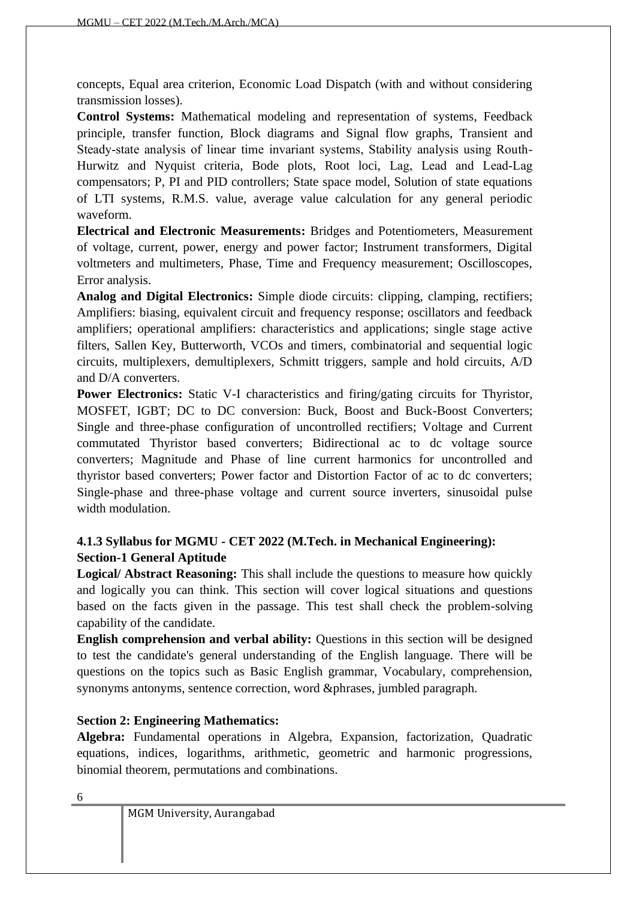concepts, Equal area criterion, Economic Load Dispatch (with and without considering transmission losses).

**Control Systems:** Mathematical modeling and representation of systems, Feedback principle, transfer function, Block diagrams and Signal flow graphs, Transient and Steady-state analysis of linear time invariant systems, Stability analysis using Routh-Hurwitz and Nyquist criteria, Bode plots, Root loci, Lag, Lead and Lead-Lag compensators; P, PI and PID controllers; State space model, Solution of state equations of LTI systems, R.M.S. value, average value calculation for any general periodic waveform.

**Electrical and Electronic Measurements:** Bridges and Potentiometers, Measurement of voltage, current, power, energy and power factor; Instrument transformers, Digital voltmeters and multimeters, Phase, Time and Frequency measurement; Oscilloscopes, Error analysis.

**Analog and Digital Electronics:** Simple diode circuits: clipping, clamping, rectifiers; Amplifiers: biasing, equivalent circuit and frequency response; oscillators and feedback amplifiers; operational amplifiers: characteristics and applications; single stage active filters, Sallen Key, Butterworth, VCOs and timers, combinatorial and sequential logic circuits, multiplexers, demultiplexers, Schmitt triggers, sample and hold circuits, A/D and D/A converters.

**Power Electronics:** Static V-I characteristics and firing/gating circuits for Thyristor, MOSFET, IGBT; DC to DC conversion: Buck, Boost and Buck-Boost Converters; Single and three-phase configuration of uncontrolled rectifiers; Voltage and Current commutated Thyristor based converters; Bidirectional ac to dc voltage source converters; Magnitude and Phase of line current harmonics for uncontrolled and thyristor based converters; Power factor and Distortion Factor of ac to dc converters; Single-phase and three-phase voltage and current source inverters, sinusoidal pulse width modulation.

**4.1.3 Syllabus for MGMU - CET 2022 (M.Tech. in Mechanical Engineering):**
**Section-1 General Aptitude**

**Logical/ Abstract Reasoning:** This shall include the questions to measure how quickly and logically you can think. This section will cover logical situations and questions based on the facts given in the passage. This test shall check the problem-solving capability of the candidate.

**English comprehension and verbal ability:** Questions in this section will be designed to test the candidate's general understanding of the English language. There will be questions on the topics such as Basic English grammar, Vocabulary, comprehension, synonyms antonyms, sentence correction, word &phrases, jumbled paragraph.

**Section 2: Engineering Mathematics:**

**Algebra:** Fundamental operations in Algebra, Expansion, factorization, Quadratic equations, indices, logarithms, arithmetic, geometric and harmonic progressions, binomial theorem, permutations and combinations.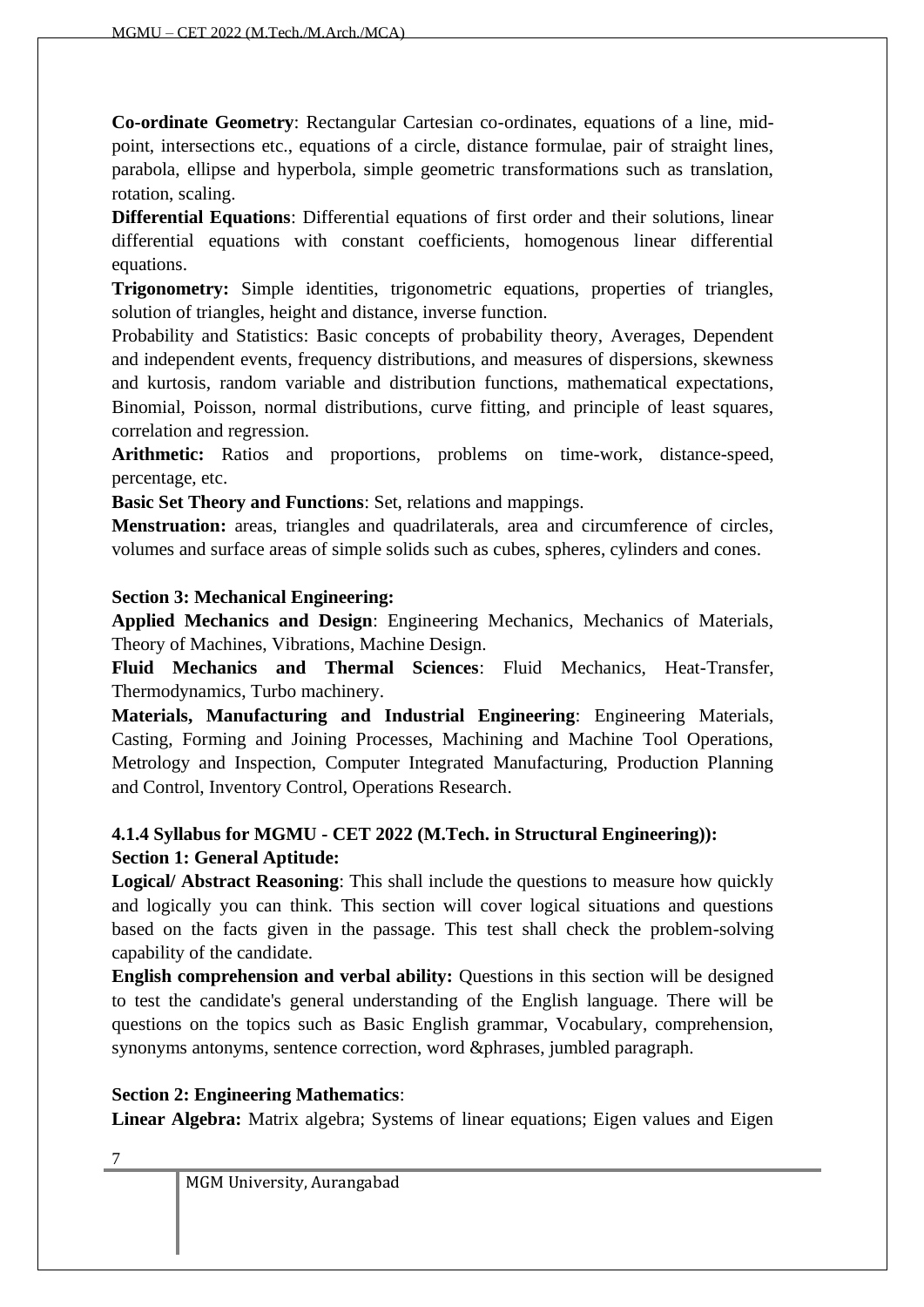**Co-ordinate Geometry**: Rectangular Cartesian co-ordinates, equations of a line, mid-point, intersections etc., equations of a circle, distance formulae, pair of straight lines, parabola, ellipse and hyperbola, simple geometric transformations such as translation, rotation, scaling.

**Differential Equations**: Differential equations of first order and their solutions, linear differential equations with constant coefficients, homogenous linear differential equations.

**Trigonometry:** Simple identities, trigonometric equations, properties of triangles, solution of triangles, height and distance, inverse function.

Probability and Statistics: Basic concepts of probability theory, Averages, Dependent and independent events, frequency distributions, and measures of dispersions, skewness and kurtosis, random variable and distribution functions, mathematical expectations, Binomial, Poisson, normal distributions, curve fitting, and principle of least squares, correlation and regression.

**Arithmetic:** Ratios and proportions, problems on time-work, distance-speed, percentage, etc.

**Basic Set Theory and Functions**: Set, relations and mappings.

**Menstruation:** areas, triangles and quadrilaterals, area and circumference of circles, volumes and surface areas of simple solids such as cubes, spheres, cylinders and cones.

**Section 3: Mechanical Engineering:**

**Applied Mechanics and Design**: Engineering Mechanics, Mechanics of Materials, Theory of Machines, Vibrations, Machine Design.

**Fluid Mechanics and Thermal Sciences**: Fluid Mechanics, Heat-Transfer, Thermodynamics, Turbo machinery.

**Materials, Manufacturing and Industrial Engineering**: Engineering Materials, Casting, Forming and Joining Processes, Machining and Machine Tool Operations, Metrology and Inspection, Computer Integrated Manufacturing, Production Planning and Control, Inventory Control, Operations Research.

**4.1.4 Syllabus for MGMU - CET 2022 (M.Tech. in Structural Engineering)):**

**Section 1: General Aptitude:**

**Logical/ Abstract Reasoning**: This shall include the questions to measure how quickly and logically you can think. This section will cover logical situations and questions based on the facts given in the passage. This test shall check the problem-solving capability of the candidate.

**English comprehension and verbal ability:** Questions in this section will be designed to test the candidate's general understanding of the English language. There will be questions on the topics such as Basic English grammar, Vocabulary, comprehension, synonyms antonyms, sentence correction, word &phrases, jumbled paragraph.

**Section 2: Engineering Mathematics**:

**Linear Algebra:** Matrix algebra; Systems of linear equations; Eigen values and Eigen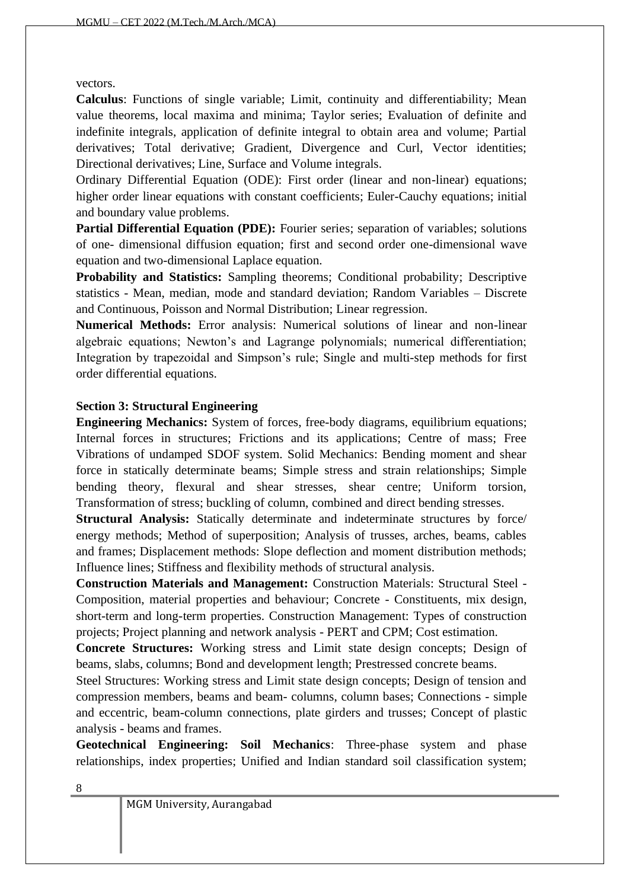vectors.

**Calculus**: Functions of single variable; Limit, continuity and differentiability; Mean value theorems, local maxima and minima; Taylor series; Evaluation of definite and indefinite integrals, application of definite integral to obtain area and volume; Partial derivatives; Total derivative; Gradient, Divergence and Curl, Vector identities; Directional derivatives; Line, Surface and Volume integrals.

Ordinary Differential Equation (ODE): First order (linear and non-linear) equations; higher order linear equations with constant coefficients; Euler-Cauchy equations; initial and boundary value problems.

**Partial Differential Equation (PDE):** Fourier series; separation of variables; solutions of one- dimensional diffusion equation; first and second order one-dimensional wave equation and two-dimensional Laplace equation.

**Probability and Statistics:** Sampling theorems; Conditional probability; Descriptive statistics - Mean, median, mode and standard deviation; Random Variables – Discrete and Continuous, Poisson and Normal Distribution; Linear regression.

**Numerical Methods:** Error analysis: Numerical solutions of linear and non-linear algebraic equations; Newton's and Lagrange polynomials; numerical differentiation; Integration by trapezoidal and Simpson's rule; Single and multi-step methods for first order differential equations.

**Section 3: Structural Engineering**

**Engineering Mechanics:** System of forces, free-body diagrams, equilibrium equations; Internal forces in structures; Frictions and its applications; Centre of mass; Free Vibrations of undamped SDOF system. Solid Mechanics: Bending moment and shear force in statically determinate beams; Simple stress and strain relationships; Simple bending theory, flexural and shear stresses, shear centre; Uniform torsion, Transformation of stress; buckling of column, combined and direct bending stresses.

**Structural Analysis:** Statically determinate and indeterminate structures by force/ energy methods; Method of superposition; Analysis of trusses, arches, beams, cables and frames; Displacement methods: Slope deflection and moment distribution methods; Influence lines; Stiffness and flexibility methods of structural analysis.

**Construction Materials and Management:** Construction Materials: Structural Steel - Composition, material properties and behaviour; Concrete - Constituents, mix design, short-term and long-term properties. Construction Management: Types of construction projects; Project planning and network analysis - PERT and CPM; Cost estimation.

**Concrete Structures:** Working stress and Limit state design concepts; Design of beams, slabs, columns; Bond and development length; Prestressed concrete beams.

Steel Structures: Working stress and Limit state design concepts; Design of tension and compression members, beams and beam- columns, column bases; Connections - simple and eccentric, beam-column connections, plate girders and trusses; Concept of plastic analysis - beams and frames.

**Geotechnical Engineering: Soil Mechanics**: Three-phase system and phase relationships, index properties; Unified and Indian standard soil classification system;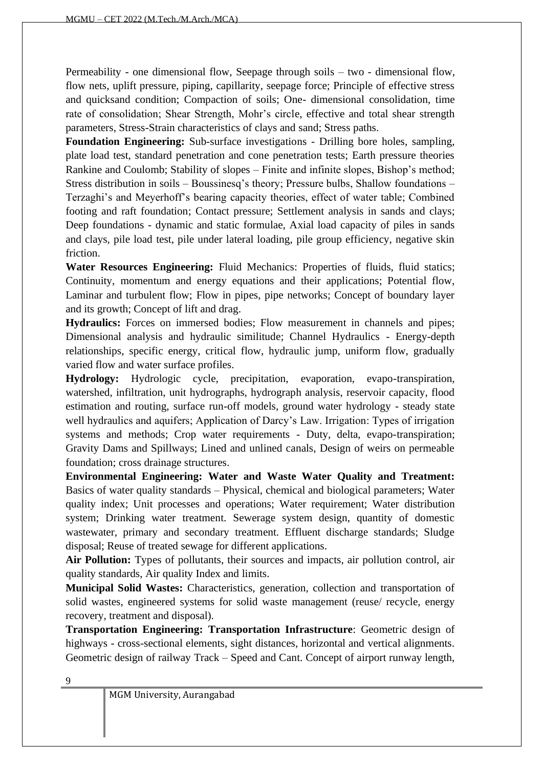Permeability - one dimensional flow, Seepage through soils – two - dimensional flow, flow nets, uplift pressure, piping, capillarity, seepage force; Principle of effective stress and quicksand condition; Compaction of soils; One- dimensional consolidation, time rate of consolidation; Shear Strength, Mohr's circle, effective and total shear strength parameters, Stress-Strain characteristics of clays and sand; Stress paths.

**Foundation Engineering:** Sub-surface investigations - Drilling bore holes, sampling, plate load test, standard penetration and cone penetration tests; Earth pressure theories Rankine and Coulomb; Stability of slopes – Finite and infinite slopes, Bishop's method; Stress distribution in soils – Boussinesq's theory; Pressure bulbs, Shallow foundations – Terzaghi's and Meyerhoff's bearing capacity theories, effect of water table; Combined footing and raft foundation; Contact pressure; Settlement analysis in sands and clays; Deep foundations - dynamic and static formulae, Axial load capacity of piles in sands and clays, pile load test, pile under lateral loading, pile group efficiency, negative skin friction.

**Water Resources Engineering:** Fluid Mechanics: Properties of fluids, fluid statics; Continuity, momentum and energy equations and their applications; Potential flow, Laminar and turbulent flow; Flow in pipes, pipe networks; Concept of boundary layer and its growth; Concept of lift and drag.

**Hydraulics:** Forces on immersed bodies; Flow measurement in channels and pipes; Dimensional analysis and hydraulic similitude; Channel Hydraulics - Energy-depth relationships, specific energy, critical flow, hydraulic jump, uniform flow, gradually varied flow and water surface profiles.

**Hydrology:** Hydrologic cycle, precipitation, evaporation, evapo-transpiration, watershed, infiltration, unit hydrographs, hydrograph analysis, reservoir capacity, flood estimation and routing, surface run-off models, ground water hydrology - steady state well hydraulics and aquifers; Application of Darcy's Law. Irrigation: Types of irrigation systems and methods; Crop water requirements - Duty, delta, evapo-transpiration; Gravity Dams and Spillways; Lined and unlined canals, Design of weirs on permeable foundation; cross drainage structures.

**Environmental Engineering: Water and Waste Water Quality and Treatment:** Basics of water quality standards – Physical, chemical and biological parameters; Water quality index; Unit processes and operations; Water requirement; Water distribution system; Drinking water treatment. Sewerage system design, quantity of domestic wastewater, primary and secondary treatment. Effluent discharge standards; Sludge disposal; Reuse of treated sewage for different applications.

**Air Pollution:** Types of pollutants, their sources and impacts, air pollution control, air quality standards, Air quality Index and limits.

**Municipal Solid Wastes:** Characteristics, generation, collection and transportation of solid wastes, engineered systems for solid waste management (reuse/ recycle, energy recovery, treatment and disposal).

**Transportation Engineering: Transportation Infrastructure**: Geometric design of highways - cross-sectional elements, sight distances, horizontal and vertical alignments. Geometric design of railway Track – Speed and Cant. Concept of airport runway length,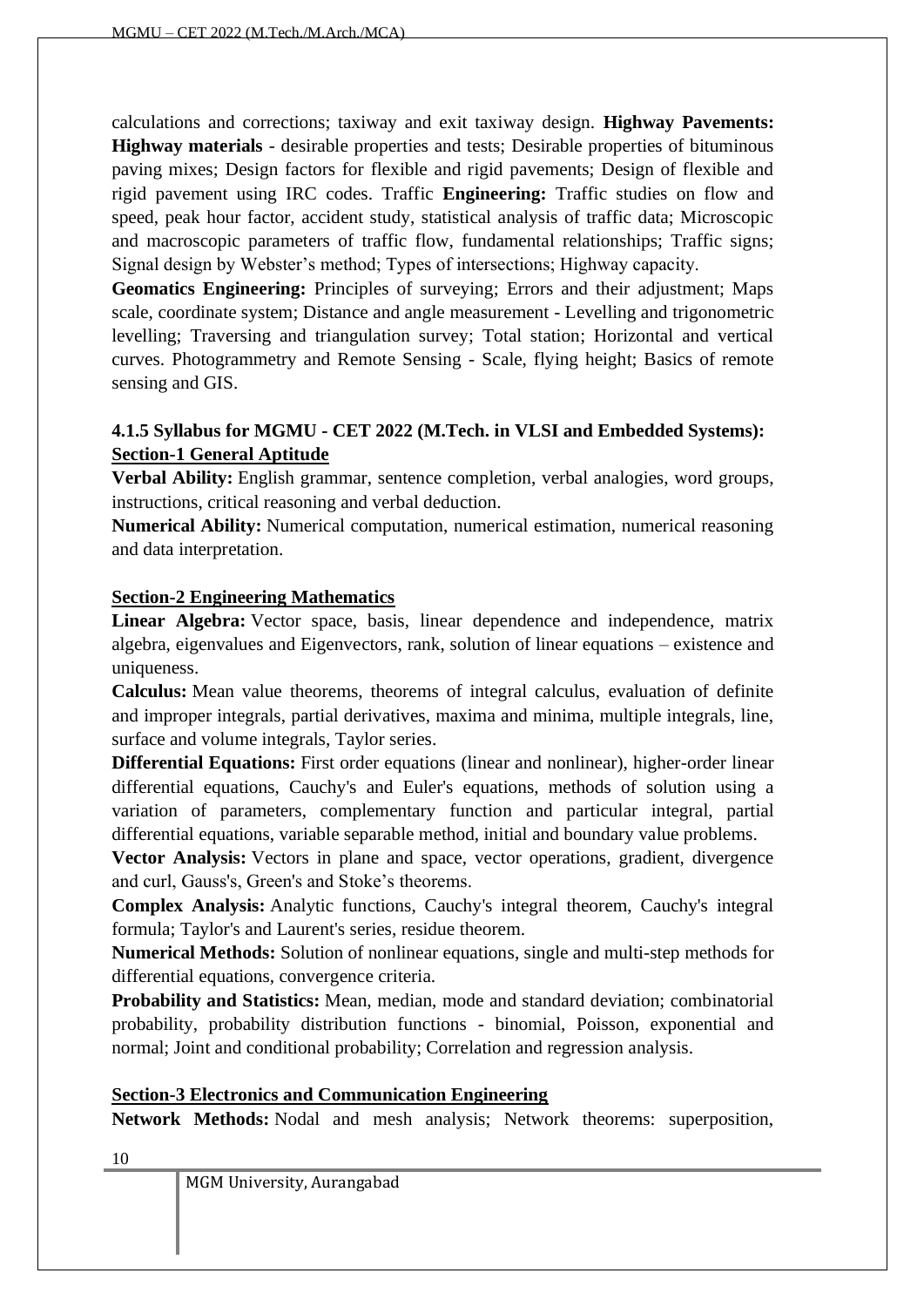calculations and corrections; taxiway and exit taxiway design. **Highway Pavements: Highway materials** - desirable properties and tests; Desirable properties of bituminous paving mixes; Design factors for flexible and rigid pavements; Design of flexible and rigid pavement using IRC codes. Traffic **Engineering:** Traffic studies on flow and speed, peak hour factor, accident study, statistical analysis of traffic data; Microscopic and macroscopic parameters of traffic flow, fundamental relationships; Traffic signs; Signal design by Webster's method; Types of intersections; Highway capacity.

**Geomatics Engineering:** Principles of surveying; Errors and their adjustment; Maps scale, coordinate system; Distance and angle measurement - Levelling and trigonometric levelling; Traversing and triangulation survey; Total station; Horizontal and vertical curves. Photogrammetry and Remote Sensing - Scale, flying height; Basics of remote sensing and GIS.

### 4.1.5 Syllabus for MGMU - CET 2022 (M.Tech. in VLSI and Embedded Systems):

**Section-1 General Aptitude**

**Verbal Ability:** English grammar, sentence completion, verbal analogies, word groups, instructions, critical reasoning and verbal deduction.

**Numerical Ability:** Numerical computation, numerical estimation, numerical reasoning and data interpretation.

**Section-2 Engineering Mathematics**

**Linear Algebra:** Vector space, basis, linear dependence and independence, matrix algebra, eigenvalues and Eigenvectors, rank, solution of linear equations – existence and uniqueness.

**Calculus:** Mean value theorems, theorems of integral calculus, evaluation of definite and improper integrals, partial derivatives, maxima and minima, multiple integrals, line, surface and volume integrals, Taylor series.

**Differential Equations:** First order equations (linear and nonlinear), higher-order linear differential equations, Cauchy's and Euler's equations, methods of solution using a variation of parameters, complementary function and particular integral, partial differential equations, variable separable method, initial and boundary value problems.

**Vector Analysis:** Vectors in plane and space, vector operations, gradient, divergence and curl, Gauss's, Green's and Stoke's theorems.

**Complex Analysis:** Analytic functions, Cauchy's integral theorem, Cauchy's integral formula; Taylor's and Laurent's series, residue theorem.

**Numerical Methods:** Solution of nonlinear equations, single and multi-step methods for differential equations, convergence criteria.

**Probability and Statistics:** Mean, median, mode and standard deviation; combinatorial probability, probability distribution functions - binomial, Poisson, exponential and normal; Joint and conditional probability; Correlation and regression analysis.

**Section-3 Electronics and Communication Engineering**

**Network Methods:** Nodal and mesh analysis; Network theorems: superposition,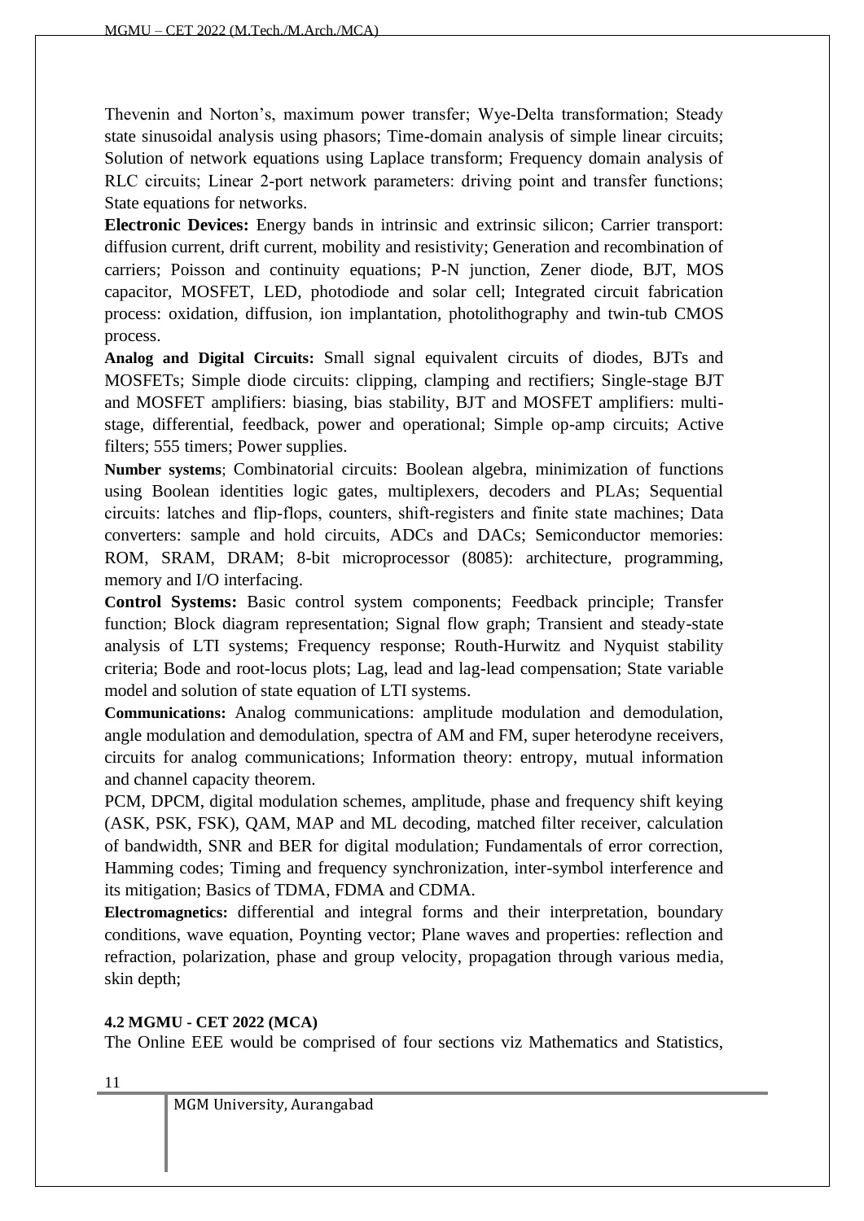Thevenin and Norton's, maximum power transfer; Wye-Delta transformation; Steady state sinusoidal analysis using phasors; Time-domain analysis of simple linear circuits; Solution of network equations using Laplace transform; Frequency domain analysis of RLC circuits; Linear 2-port network parameters: driving point and transfer functions; State equations for networks.

**Electronic Devices:** Energy bands in intrinsic and extrinsic silicon; Carrier transport: diffusion current, drift current, mobility and resistivity; Generation and recombination of carriers; Poisson and continuity equations; P-N junction, Zener diode, BJT, MOS capacitor, MOSFET, LED, photodiode and solar cell; Integrated circuit fabrication process: oxidation, diffusion, ion implantation, photolithography and twin-tub CMOS process.

**Analog and Digital Circuits:** Small signal equivalent circuits of diodes, BJTs and MOSFETs; Simple diode circuits: clipping, clamping and rectifiers; Single-stage BJT and MOSFET amplifiers: biasing, bias stability, BJT and MOSFET amplifiers: multi-stage, differential, feedback, power and operational; Simple op-amp circuits; Active filters; 555 timers; Power supplies.

**Number systems**; Combinatorial circuits: Boolean algebra, minimization of functions using Boolean identities logic gates, multiplexers, decoders and PLAs; Sequential circuits: latches and flip-flops, counters, shift-registers and finite state machines; Data converters: sample and hold circuits, ADCs and DACs; Semiconductor memories: ROM, SRAM, DRAM; 8-bit microprocessor (8085): architecture, programming, memory and I/O interfacing.

**Control Systems:** Basic control system components; Feedback principle; Transfer function; Block diagram representation; Signal flow graph; Transient and steady-state analysis of LTI systems; Frequency response; Routh-Hurwitz and Nyquist stability criteria; Bode and root-locus plots; Lag, lead and lag-lead compensation; State variable model and solution of state equation of LTI systems.

**Communications:** Analog communications: amplitude modulation and demodulation, angle modulation and demodulation, spectra of AM and FM, super heterodyne receivers, circuits for analog communications; Information theory: entropy, mutual information and channel capacity theorem.

PCM, DPCM, digital modulation schemes, amplitude, phase and frequency shift keying (ASK, PSK, FSK), QAM, MAP and ML decoding, matched filter receiver, calculation of bandwidth, SNR and BER for digital modulation; Fundamentals of error correction, Hamming codes; Timing and frequency synchronization, inter-symbol interference and its mitigation; Basics of TDMA, FDMA and CDMA.

**Electromagnetics:** differential and integral forms and their interpretation, boundary conditions, wave equation, Poynting vector; Plane waves and properties: reflection and refraction, polarization, phase and group velocity, propagation through various media, skin depth;

### 4.2 MGMU - CET 2022 (MCA)

The Online EEE would be comprised of four sections viz Mathematics and Statistics,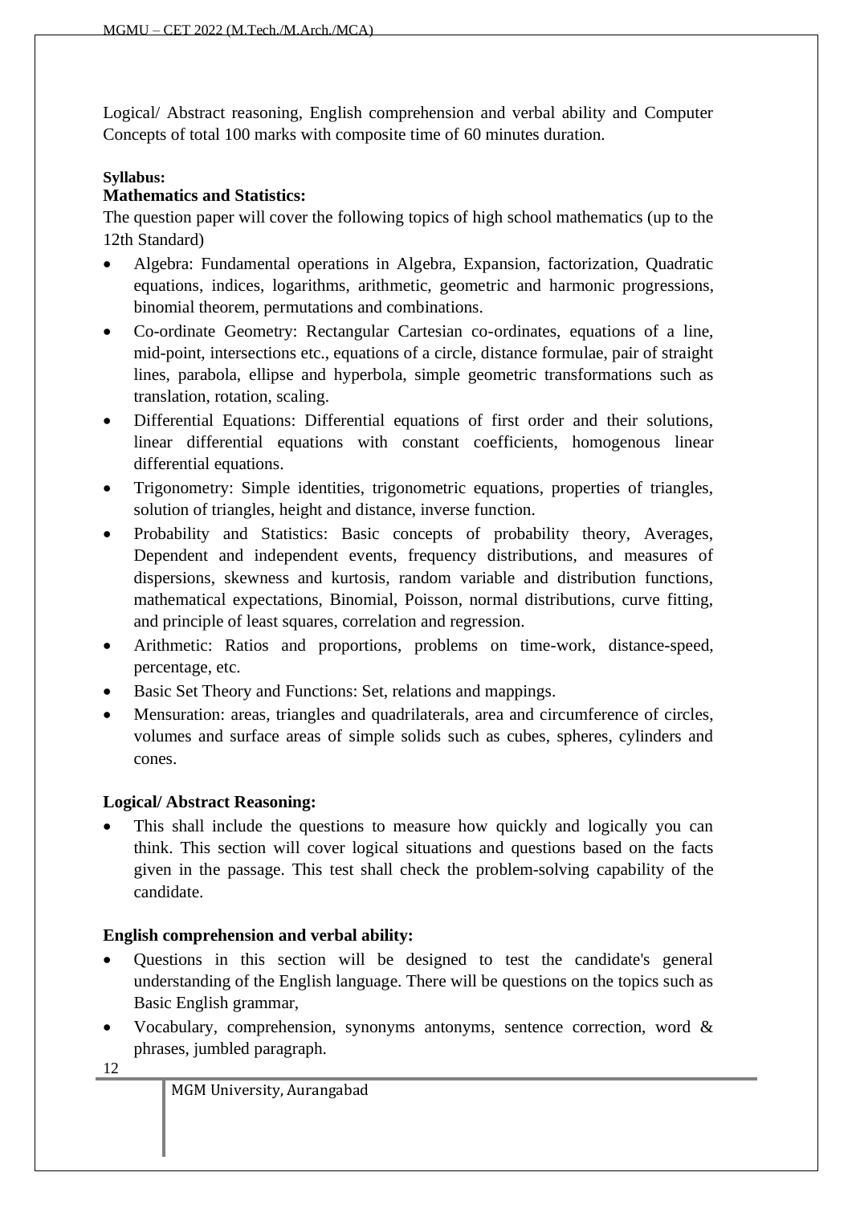Logical/ Abstract reasoning, English comprehension and verbal ability and Computer Concepts of total 100 marks with composite time of 60 minutes duration.

**Syllabus:**

**Mathematics and Statistics:**

The question paper will cover the following topics of high school mathematics (up to the 12th Standard)

- Algebra: Fundamental operations in Algebra, Expansion, factorization, Quadratic equations, indices, logarithms, arithmetic, geometric and harmonic progressions, binomial theorem, permutations and combinations.
- Co-ordinate Geometry: Rectangular Cartesian co-ordinates, equations of a line, mid-point, intersections etc., equations of a circle, distance formulae, pair of straight lines, parabola, ellipse and hyperbola, simple geometric transformations such as translation, rotation, scaling.
- Differential Equations: Differential equations of first order and their solutions, linear differential equations with constant coefficients, homogenous linear differential equations.
- Trigonometry: Simple identities, trigonometric equations, properties of triangles, solution of triangles, height and distance, inverse function.
- Probability and Statistics: Basic concepts of probability theory, Averages, Dependent and independent events, frequency distributions, and measures of dispersions, skewness and kurtosis, random variable and distribution functions, mathematical expectations, Binomial, Poisson, normal distributions, curve fitting, and principle of least squares, correlation and regression.
- Arithmetic: Ratios and proportions, problems on time-work, distance-speed, percentage, etc.
- Basic Set Theory and Functions: Set, relations and mappings.
- Mensuration: areas, triangles and quadrilaterals, area and circumference of circles, volumes and surface areas of simple solids such as cubes, spheres, cylinders and cones.

**Logical/ Abstract Reasoning:**

- This shall include the questions to measure how quickly and logically you can think. This section will cover logical situations and questions based on the facts given in the passage. This test shall check the problem-solving capability of the candidate.

**English comprehension and verbal ability:**

- Questions in this section will be designed to test the candidate's general understanding of the English language. There will be questions on the topics such as Basic English grammar,
- Vocabulary, comprehension, synonyms antonyms, sentence correction, word & phrases, jumbled paragraph.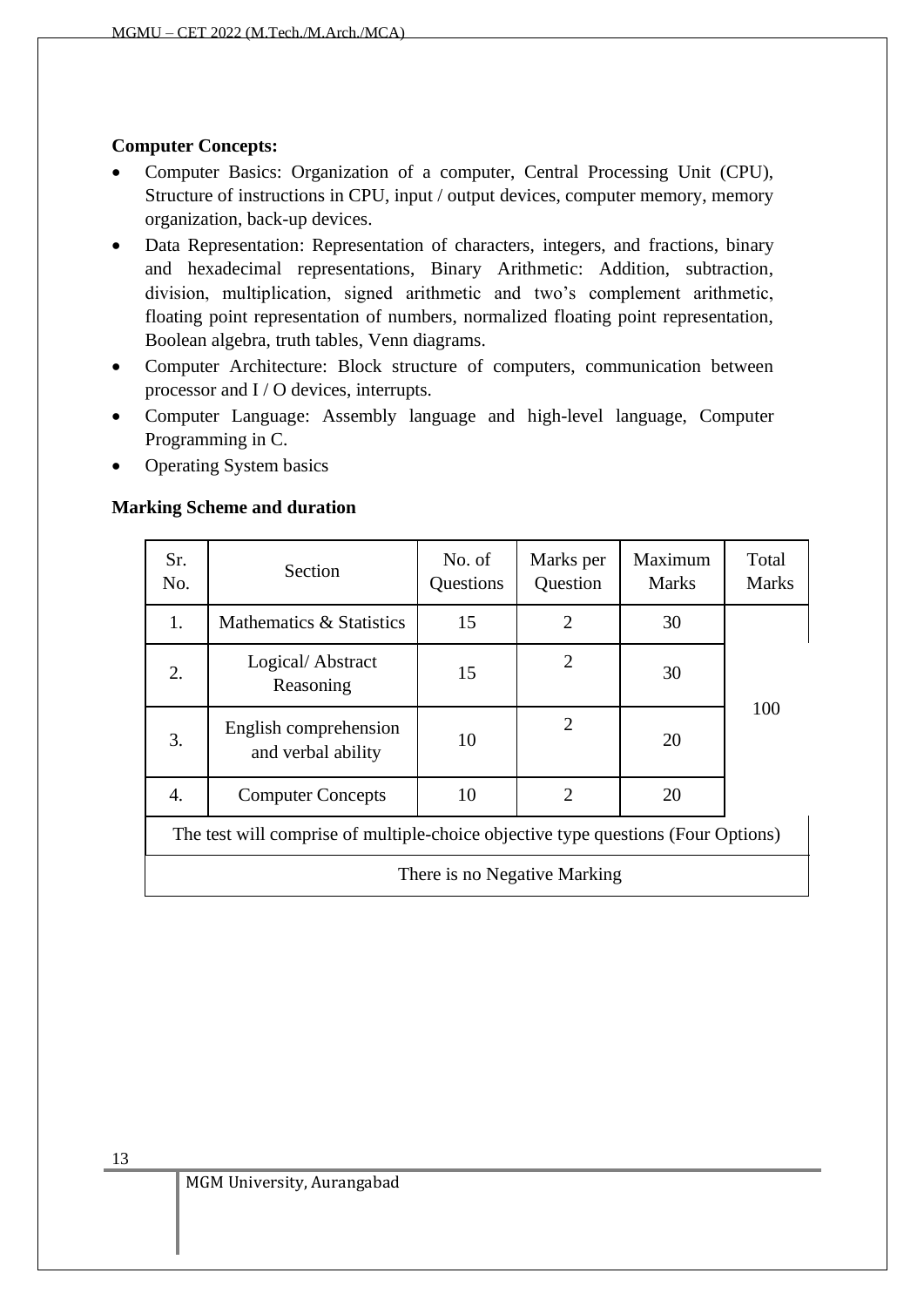**Computer Concepts:**

- Computer Basics: Organization of a computer, Central Processing Unit (CPU), Structure of instructions in CPU, input / output devices, computer memory, memory organization, back-up devices.
- Data Representation: Representation of characters, integers, and fractions, binary and hexadecimal representations, Binary Arithmetic: Addition, subtraction, division, multiplication, signed arithmetic and two's complement arithmetic, floating point representation of numbers, normalized floating point representation, Boolean algebra, truth tables, Venn diagrams.
- Computer Architecture: Block structure of computers, communication between processor and I / O devices, interrupts.
- Computer Language: Assembly language and high-level language, Computer Programming in C.
- Operating System basics

**Marking Scheme and duration**

| Sr. No. | Section | No. of Questions | Marks per Question | Maximum Marks | Total Marks |
|---|---|---|---|---|---|
| 1. | Mathematics & Statistics | 15 | 2 | 30 | 100 |
| 2. | Logical/ Abstract Reasoning | 15 | 2 | 30 | |
| 3. | English comprehension and verbal ability | 10 | 2 | 20 | |
| 4. | Computer Concepts | 10 | 2 | 20 | |
| The test will comprise of multiple-choice objective type questions (Four Options) | | | | | |
| There is no Negative Marking | | | | | |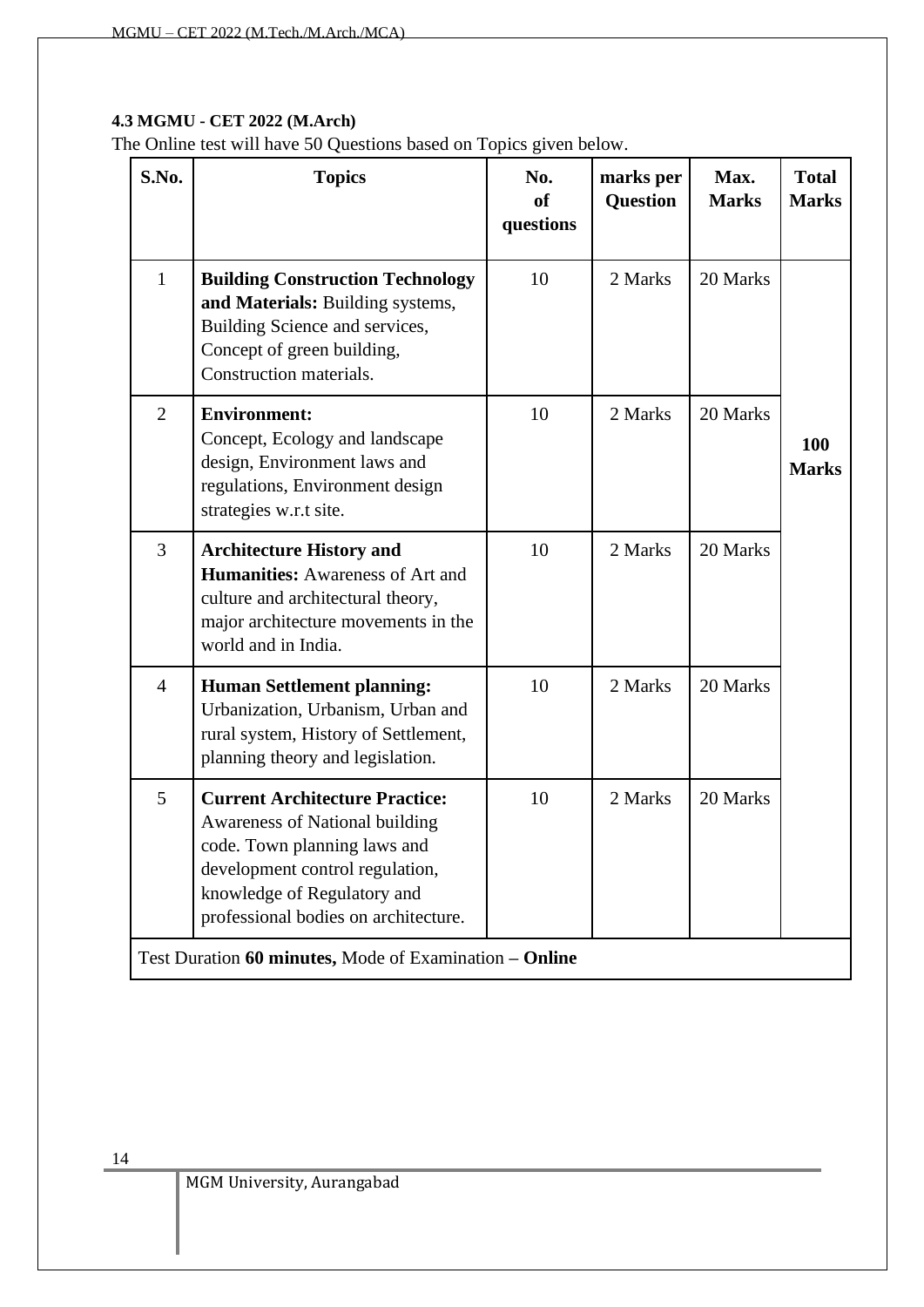#### 4.3 MGMU - CET 2022 (M.Arch)

The Online test will have 50 Questions based on Topics given below.

| S.No. | Topics | No. of questions | marks per Question | Max. Marks | Total Marks |
|---|---|---|---|---|---|
| 1 | **Building Construction Technology and Materials:** Building systems, Building Science and services, Concept of green building, Construction materials. | 10 | 2 Marks | 20 Marks | **100 Marks** |
| 2 | **Environment:** Concept, Ecology and landscape design, Environment laws and regulations, Environment design strategies w.r.t site. | 10 | 2 Marks | 20 Marks | |
| 3 | **Architecture History and Humanities:** Awareness of Art and culture and architectural theory, major architecture movements in the world and in India. | 10 | 2 Marks | 20 Marks | |
| 4 | **Human Settlement planning:** Urbanization, Urbanism, Urban and rural system, History of Settlement, planning theory and legislation. | 10 | 2 Marks | 20 Marks | |
| 5 | **Current Architecture Practice:** Awareness of National building code. Town planning laws and development control regulation, knowledge of Regulatory and professional bodies on architecture. | 10 | 2 Marks | 20 Marks | |
| Test Duration **60 minutes,** Mode of Examination – **Online** | | | | | |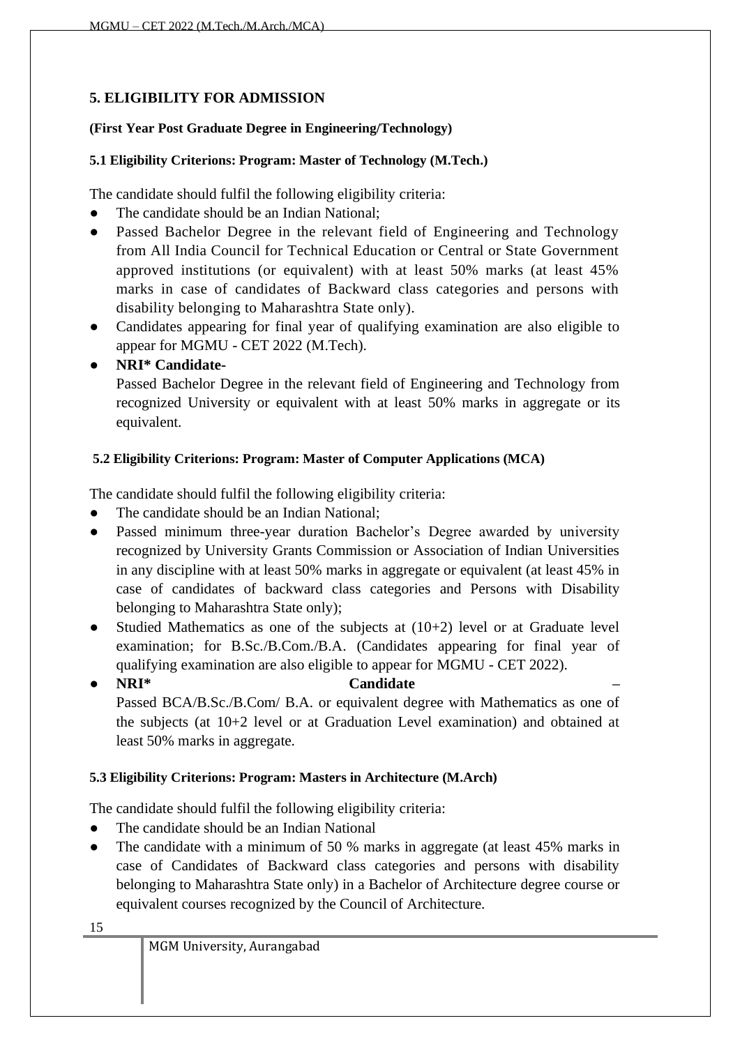## 5. ELIGIBILITY FOR ADMISSION

**(First Year Post Graduate Degree in Engineering/Technology)**

### 5.1 Eligibility Criterions: Program: Master of Technology (M.Tech.)

The candidate should fulfil the following eligibility criteria:

- The candidate should be an Indian National;
- Passed Bachelor Degree in the relevant field of Engineering and Technology from All India Council for Technical Education or Central or State Government approved institutions (or equivalent) with at least 50% marks (at least 45% marks in case of candidates of Backward class categories and persons with disability belonging to Maharashtra State only).
- Candidates appearing for final year of qualifying examination are also eligible to appear for MGMU - CET 2022 (M.Tech).
- **NRI* Candidate-**
  Passed Bachelor Degree in the relevant field of Engineering and Technology from recognized University or equivalent with at least 50% marks in aggregate or its equivalent.

### 5.2 Eligibility Criterions: Program: Master of Computer Applications (MCA)

The candidate should fulfil the following eligibility criteria:

- The candidate should be an Indian National;
- Passed minimum three-year duration Bachelor's Degree awarded by university recognized by University Grants Commission or Association of Indian Universities in any discipline with at least 50% marks in aggregate or equivalent (at least 45% in case of candidates of backward class categories and Persons with Disability belonging to Maharashtra State only);
- Studied Mathematics as one of the subjects at (10+2) level or at Graduate level examination; for B.Sc./B.Com./B.A. (Candidates appearing for final year of qualifying examination are also eligible to appear for MGMU - CET 2022).
- **NRI* Candidate –**
  Passed BCA/B.Sc./B.Com/ B.A. or equivalent degree with Mathematics as one of the subjects (at 10+2 level or at Graduation Level examination) and obtained at least 50% marks in aggregate.

### 5.3 Eligibility Criterions: Program: Masters in Architecture (M.Arch)

The candidate should fulfil the following eligibility criteria:

- The candidate should be an Indian National
- The candidate with a minimum of 50 % marks in aggregate (at least 45% marks in case of Candidates of Backward class categories and persons with disability belonging to Maharashtra State only) in a Bachelor of Architecture degree course or equivalent courses recognized by the Council of Architecture.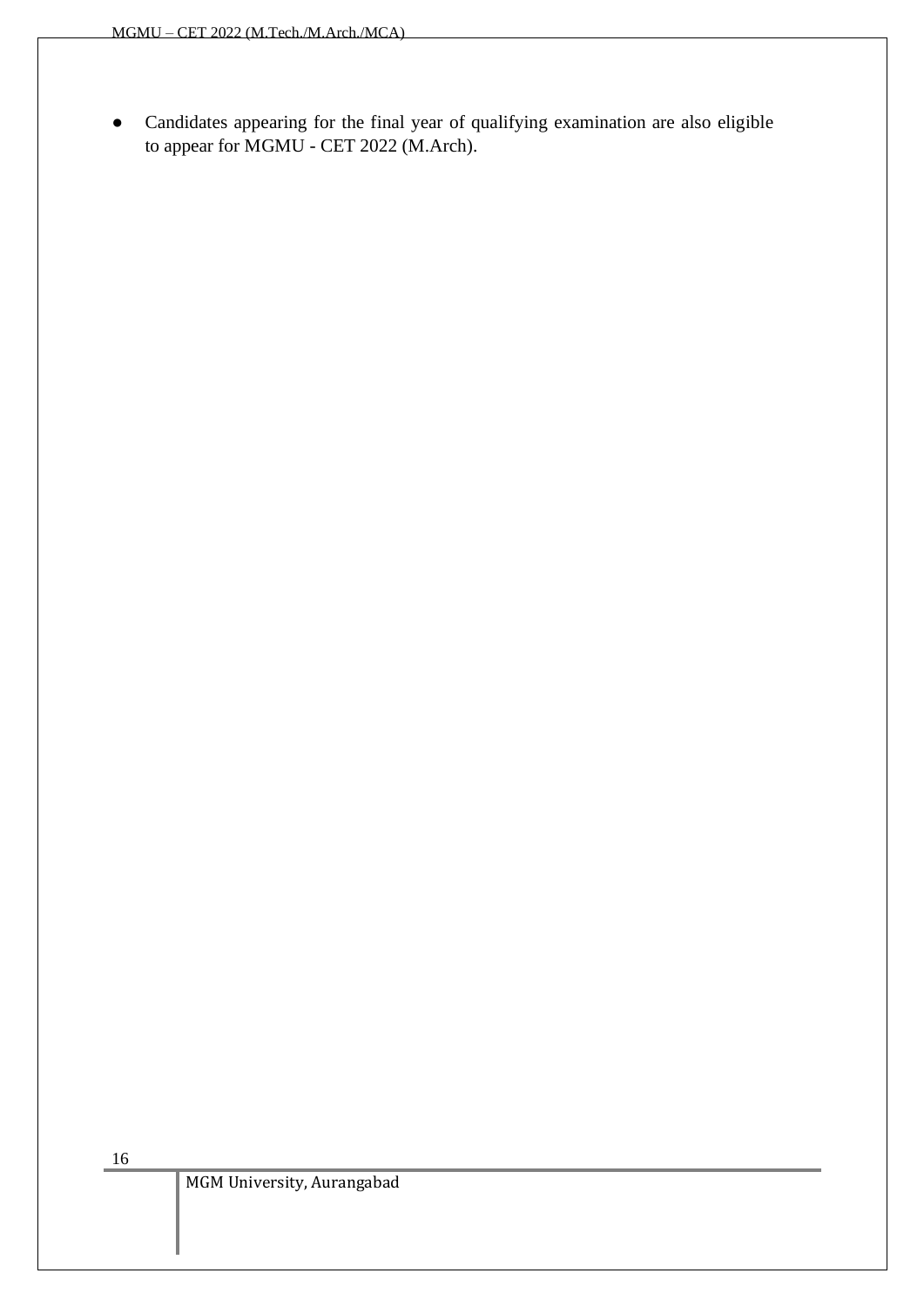- Candidates appearing for the final year of qualifying examination are also eligible to appear for MGMU - CET 2022 (M.Arch).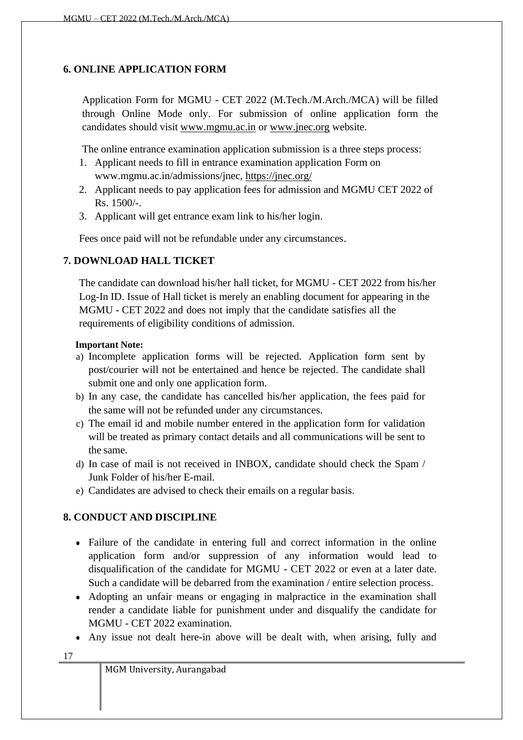## 6. ONLINE APPLICATION FORM

Application Form for MGMU - CET 2022 (M.Tech./M.Arch./MCA) will be filled through Online Mode only. For submission of online application form the candidates should visit www.mgmu.ac.in or www.jnec.org website.

The online entrance examination application submission is a three steps process:

1. Applicant needs to fill in entrance examination application Form on www.mgmu.ac.in/admissions/jnec, https://jnec.org/
2. Applicant needs to pay application fees for admission and MGMU CET 2022 of Rs. 1500/-.
3. Applicant will get entrance exam link to his/her login.

Fees once paid will not be refundable under any circumstances.

## 7. DOWNLOAD HALL TICKET

The candidate can download his/her hall ticket, for MGMU - CET 2022 from his/her Log-In ID. Issue of Hall ticket is merely an enabling document for appearing in the MGMU - CET 2022 and does not imply that the candidate satisfies all the requirements of eligibility conditions of admission.

**Important Note:**

a) Incomplete application forms will be rejected. Application form sent by post/courier will not be entertained and hence be rejected. The candidate shall submit one and only one application form.
b) In any case, the candidate has cancelled his/her application, the fees paid for the same will not be refunded under any circumstances.
c) The email id and mobile number entered in the application form for validation will be treated as primary contact details and all communications will be sent to the same.
d) In case of mail is not received in INBOX, candidate should check the Spam / Junk Folder of his/her E-mail.
e) Candidates are advised to check their emails on a regular basis.

## 8. CONDUCT AND DISCIPLINE

- Failure of the candidate in entering full and correct information in the online application form and/or suppression of any information would lead to disqualification of the candidate for MGMU - CET 2022 or even at a later date. Such a candidate will be debarred from the examination / entire selection process.
- Adopting an unfair means or engaging in malpractice in the examination shall render a candidate liable for punishment under and disqualify the candidate for MGMU - CET 2022 examination.
- Any issue not dealt here-in above will be dealt with, when arising, fully and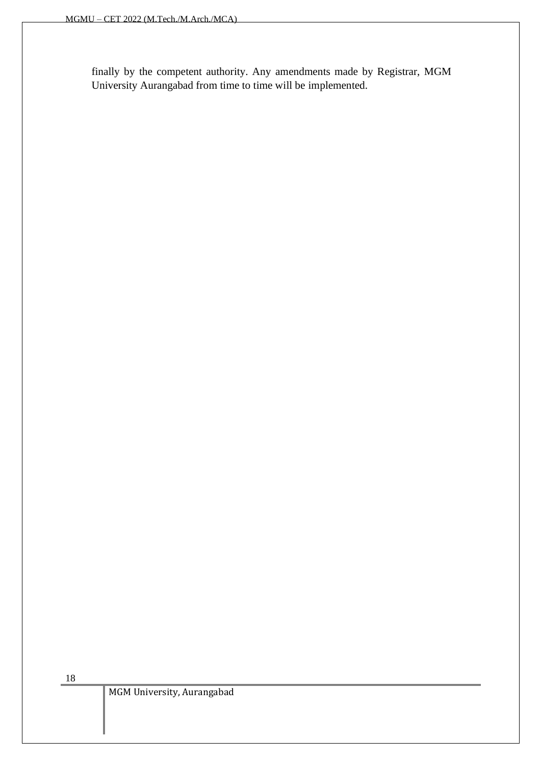finally by the competent authority. Any amendments made by Registrar, MGM University Aurangabad from time to time will be implemented.